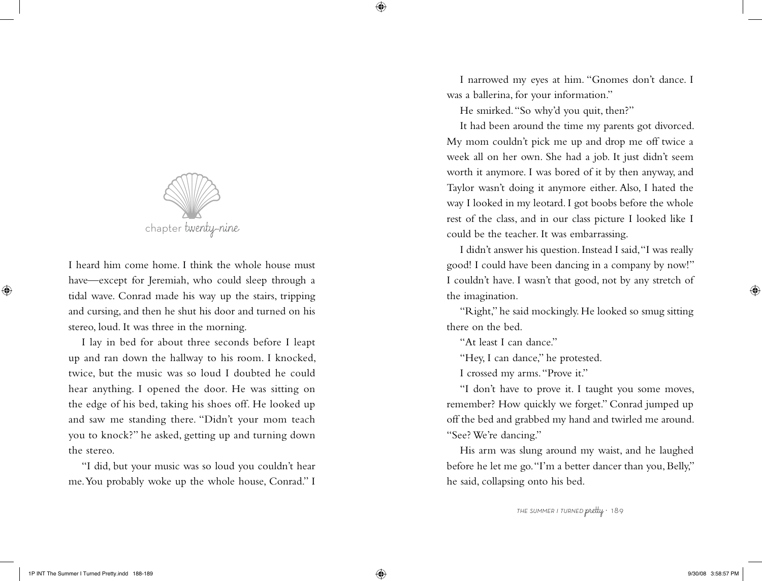# chapter twenty-nine

I heard him come home. I think the whole house must have—except for Jeremiah, who could sleep through a tidal wave. Conrad made his way up the stairs, tripping and cursing, and then he shut his door and turned on his stereo, loud. It was three in the morning.

I lay in bed for about three seconds before I leapt up and ran down the hallway to his room. I knocked, twice, but the music was so loud I doubted he could hear anything. I opened the door. He was sitting on the edge of his bed, taking his shoes off. He looked up and saw me standing there. "Didn't your mom teach you to knock?" he asked, getting up and turning down the stereo.

"I did, but your music was so loud you couldn't hear me. You probably woke up the whole house, Conrad." I narrowed my eyes at him. "Gnomes don't dance. I was a ballerina, for your information."

He smirked. "So why'd you quit, then?"

It had been around the time my parents got divorced. My mom couldn't pick me up and drop me off twice a week all on her own. She had a job. It just didn't seem worth it anymore. I was bored of it by then anyway, and Taylor wasn't doing it anymore either. Also, I hated the way I looked in my leotard. I got boobs before the whole rest of the class, and in our class picture I looked like I could be the teacher. It was embarrassing.

I didn't answer his question. Instead I said, "I was really good! I could have been dancing in a company by now!" I couldn't have. I wasn't that good, not by any stretch of the imagination.

"Right," he said mockingly. He looked so smug sitting there on the bed.

"At least I can dance."

"Hey, I can dance," he protested.

I crossed my arms. "Prove it."

"I don't have to prove it. I taught you some moves, remember? How quickly we forget." Conrad jumped up off the bed and grabbed my hand and twirled me around. "See? We're dancing."

His arm was slung around my waist, and he laughed before he let me go. "I'm a better dancer than you, Belly," he said, collapsing onto his bed.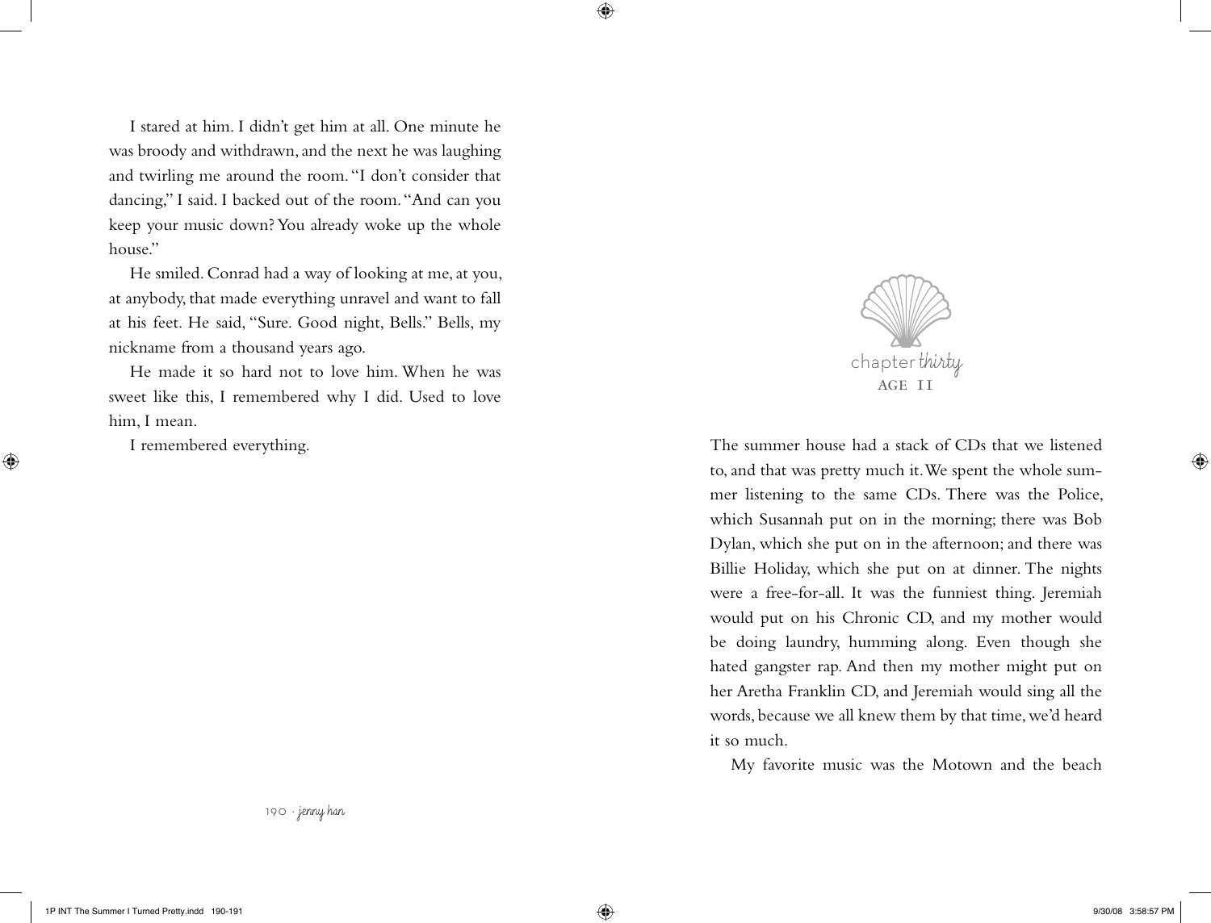I stared at him. I didn't get him at all. One minute he was broody and withdrawn, and the next he was laughing and twirling me around the room. "I don't consider that dancing," I said. I backed out of the room. "And can you keep your music down? You already woke up the whole house."

He smiled. Conrad had a way of looking at me, at you, at anybody, that made everything unravel and want to fall at his feet. He said, "Sure. Good night, Bells." Bells, my nickname from a thousand years ago.

He made it so hard not to love him. When he was sweet like this, I remembered why I did. Used to love him, I mean.

I remembered everything.

# chapter *thirty*

## AGE 11

The summer house had a stack of CDs that we listened to, and that was pretty much it. We spent the whole summer listening to the same CDs. There was the Police, which Susannah put on in the morning; there was Bob Dylan, which she put on in the afternoon; and there was Billie Holiday, which she put on at dinner. The nights were a free-for-all. It was the funniest thing. Jeremiah would put on his Chronic CD, and my mother would be doing laundry, humming along. Even though she hated gangster rap. And then my mother might put on her Aretha Franklin CD, and Jeremiah would sing all the words, because we all knew them by that time, we'd heard it so much.

My favorite music was the Motown and the beach